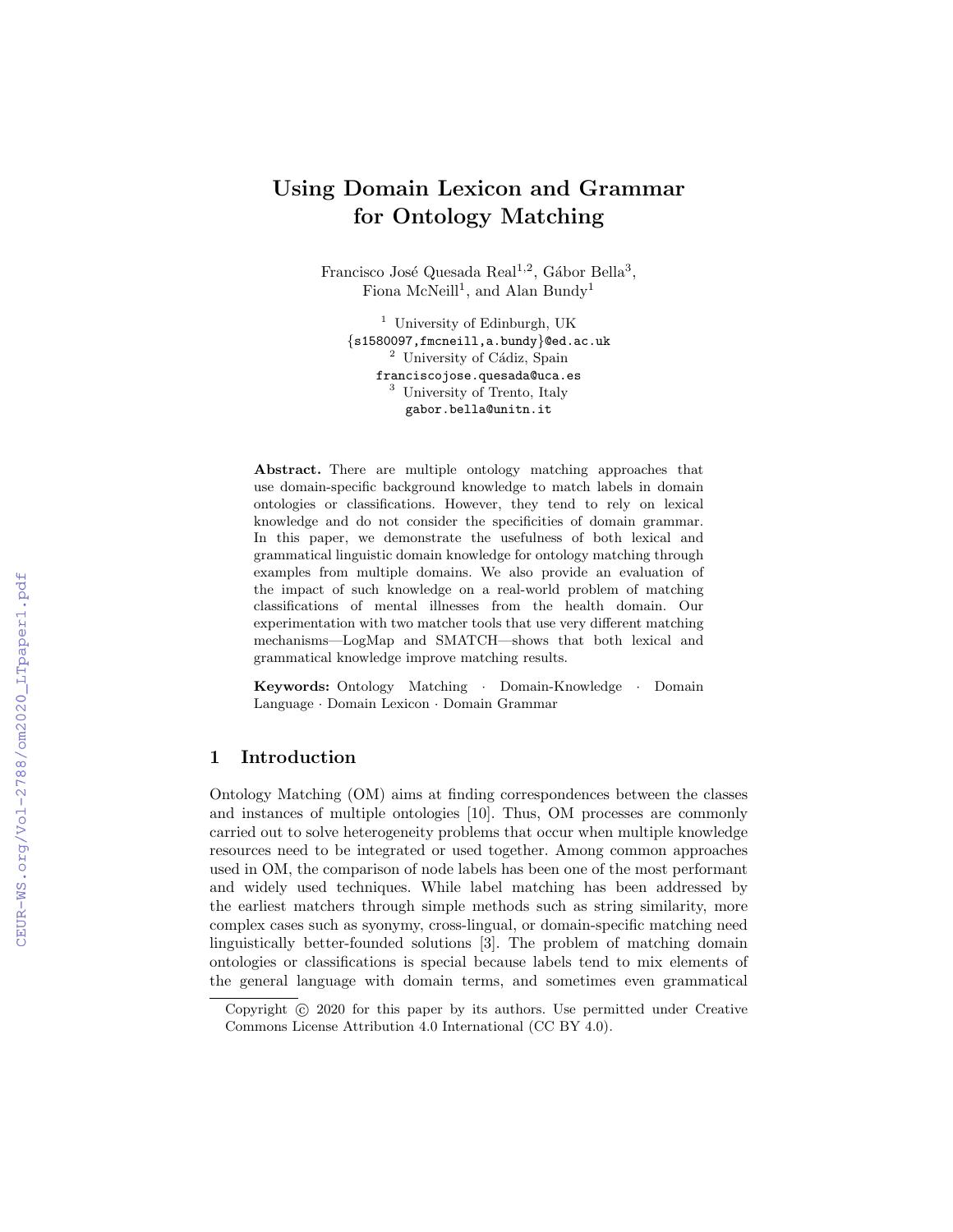# Using Domain Lexicon and Grammar for Ontology Matching

Francisco José Quesada Real[1,2], Gábor Bella[3], Fiona McNeill[1], and Alan Bundy[1]

[1] University of Edinburgh, UK
{s1580097,fmcneill,a.bundy}@ed.ac.uk
[2] University of Cádiz, Spain
franciscojose.quesada@uca.es
[3] University of Trento, Italy
gabor.bella@unitn.it

**Abstract.** There are multiple ontology matching approaches that use domain-specific background knowledge to match labels in domain ontologies or classifications. However, they tend to rely on lexical knowledge and do not consider the specificities of domain grammar. In this paper, we demonstrate the usefulness of both lexical and grammatical linguistic domain knowledge for ontology matching through examples from multiple domains. We also provide an evaluation of the impact of such knowledge on a real-world problem of matching classifications of mental illnesses from the health domain. Our experimentation with two matcher tools that use very different matching mechanisms—LogMap and SMATCH—shows that both lexical and grammatical knowledge improve matching results.

**Keywords:** Ontology Matching · Domain-Knowledge · Domain Language · Domain Lexicon · Domain Grammar

## 1 Introduction

Ontology Matching (OM) aims at finding correspondences between the classes and instances of multiple ontologies [10]. Thus, OM processes are commonly carried out to solve heterogeneity problems that occur when multiple knowledge resources need to be integrated or used together. Among common approaches used in OM, the comparison of node labels has been one of the most performant and widely used techniques. While label matching has been addressed by the earliest matchers through simple methods such as string similarity, more complex cases such as syonymy, cross-lingual, or domain-specific matching need linguistically better-founded solutions [3]. The problem of matching domain ontologies or classifications is special because labels tend to mix elements of the general language with domain terms, and sometimes even grammatical

Copyright © 2020 for this paper by its authors. Use permitted under Creative Commons License Attribution 4.0 International (CC BY 4.0).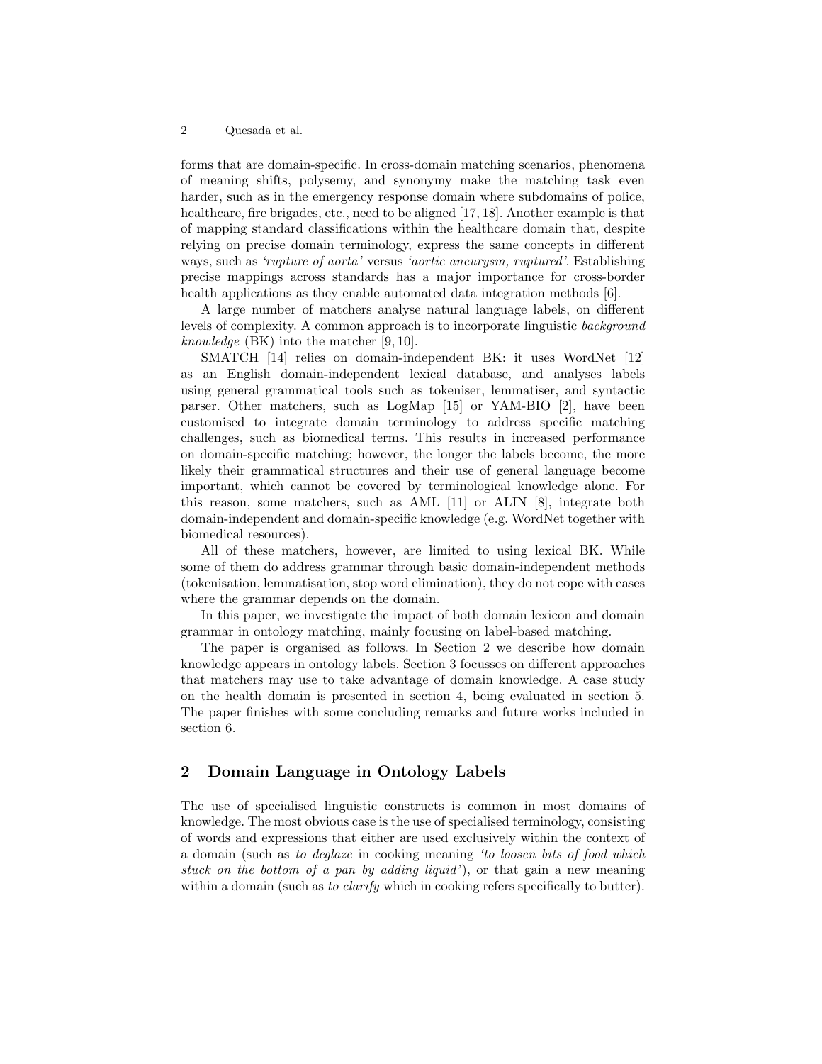forms that are domain-specific. In cross-domain matching scenarios, phenomena of meaning shifts, polysemy, and synonymy make the matching task even harder, such as in the emergency response domain where subdomains of police, healthcare, fire brigades, etc., need to be aligned [17, 18]. Another example is that of mapping standard classifications within the healthcare domain that, despite relying on precise domain terminology, express the same concepts in different ways, such as *'rupture of aorta'* versus *'aortic aneurysm, ruptured'*. Establishing precise mappings across standards has a major importance for cross-border health applications as they enable automated data integration methods [6].

A large number of matchers analyse natural language labels, on different levels of complexity. A common approach is to incorporate linguistic *background knowledge* (BK) into the matcher [9, 10].

SMATCH [14] relies on domain-independent BK: it uses WordNet [12] as an English domain-independent lexical database, and analyses labels using general grammatical tools such as tokeniser, lemmatiser, and syntactic parser. Other matchers, such as LogMap [15] or YAM-BIO [2], have been customised to integrate domain terminology to address specific matching challenges, such as biomedical terms. This results in increased performance on domain-specific matching; however, the longer the labels become, the more likely their grammatical structures and their use of general language become important, which cannot be covered by terminological knowledge alone. For this reason, some matchers, such as AML [11] or ALIN [8], integrate both domain-independent and domain-specific knowledge (e.g. WordNet together with biomedical resources).

All of these matchers, however, are limited to using lexical BK. While some of them do address grammar through basic domain-independent methods (tokenisation, lemmatisation, stop word elimination), they do not cope with cases where the grammar depends on the domain.

In this paper, we investigate the impact of both domain lexicon and domain grammar in ontology matching, mainly focusing on label-based matching.

The paper is organised as follows. In Section 2 we describe how domain knowledge appears in ontology labels. Section 3 focusses on different approaches that matchers may use to take advantage of domain knowledge. A case study on the health domain is presented in section 4, being evaluated in section 5. The paper finishes with some concluding remarks and future works included in section 6.

## 2 Domain Language in Ontology Labels

The use of specialised linguistic constructs is common in most domains of knowledge. The most obvious case is the use of specialised terminology, consisting of words and expressions that either are used exclusively within the context of a domain (such as *to deglaze* in cooking meaning *'to loosen bits of food which stuck on the bottom of a pan by adding liquid'*), or that gain a new meaning within a domain (such as *to clarify* which in cooking refers specifically to butter).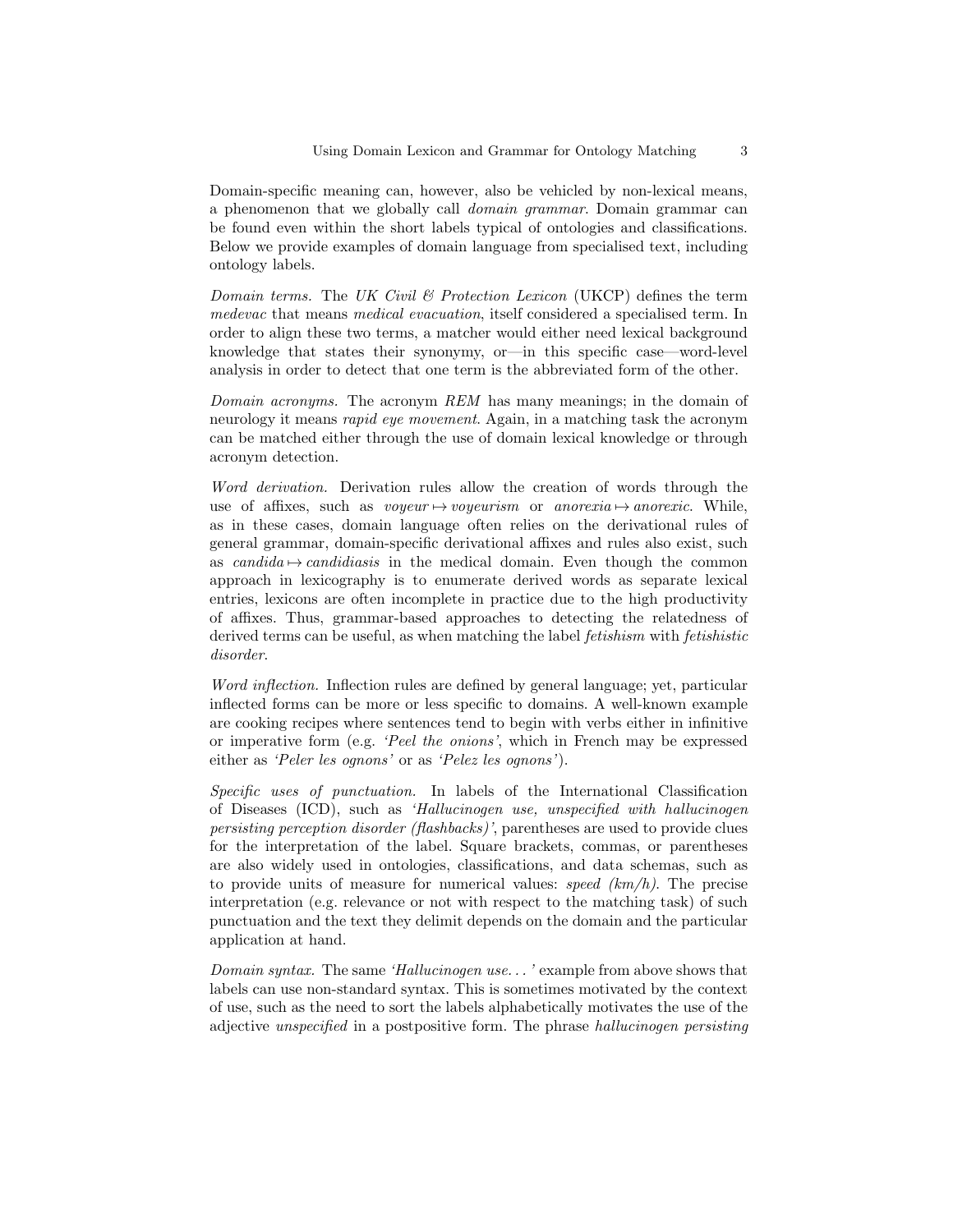Domain-specific meaning can, however, also be vehicled by non-lexical means, a phenomenon that we globally call *domain grammar*. Domain grammar can be found even within the short labels typical of ontologies and classifications. Below we provide examples of domain language from specialised text, including ontology labels.

*Domain terms.* The *UK Civil & Protection Lexicon* (UKCP) defines the term *medevac* that means *medical evacuation*, itself considered a specialised term. In order to align these two terms, a matcher would either need lexical background knowledge that states their synonymy, or—in this specific case—word-level analysis in order to detect that one term is the abbreviated form of the other.

*Domain acronyms.* The acronym *REM* has many meanings; in the domain of neurology it means *rapid eye movement*. Again, in a matching task the acronym can be matched either through the use of domain lexical knowledge or through acronym detection.

*Word derivation.* Derivation rules allow the creation of words through the use of affixes, such as *voyeur* $\mapsto$ *voyeurism* or *anorexia* $\mapsto$ *anorexic*. While, as in these cases, domain language often relies on the derivational rules of general grammar, domain-specific derivational affixes and rules also exist, such as *candida* $\mapsto$ *candidiasis* in the medical domain. Even though the common approach in lexicography is to enumerate derived words as separate lexical entries, lexicons are often incomplete in practice due to the high productivity of affixes. Thus, grammar-based approaches to detecting the relatedness of derived terms can be useful, as when matching the label *fetishism* with *fetishistic disorder*.

*Word inflection.* Inflection rules are defined by general language; yet, particular inflected forms can be more or less specific to domains. A well-known example are cooking recipes where sentences tend to begin with verbs either in infinitive or imperative form (e.g. *'Peel the onions'*, which in French may be expressed either as *'Peler les ognons'* or as *'Pelez les ognons'*).

*Specific uses of punctuation.* In labels of the International Classification of Diseases (ICD), such as *'Hallucinogen use, unspecified with hallucinogen persisting perception disorder (flashbacks)'*, parentheses are used to provide clues for the interpretation of the label. Square brackets, commas, or parentheses are also widely used in ontologies, classifications, and data schemas, such as to provide units of measure for numerical values: *speed (km/h)*. The precise interpretation (e.g. relevance or not with respect to the matching task) of such punctuation and the text they delimit depends on the domain and the particular application at hand.

*Domain syntax.* The same *'Hallucinogen use...'* example from above shows that labels can use non-standard syntax. This is sometimes motivated by the context of use, such as the need to sort the labels alphabetically motivates the use of the adjective *unspecified* in a postpositive form. The phrase *hallucinogen persisting*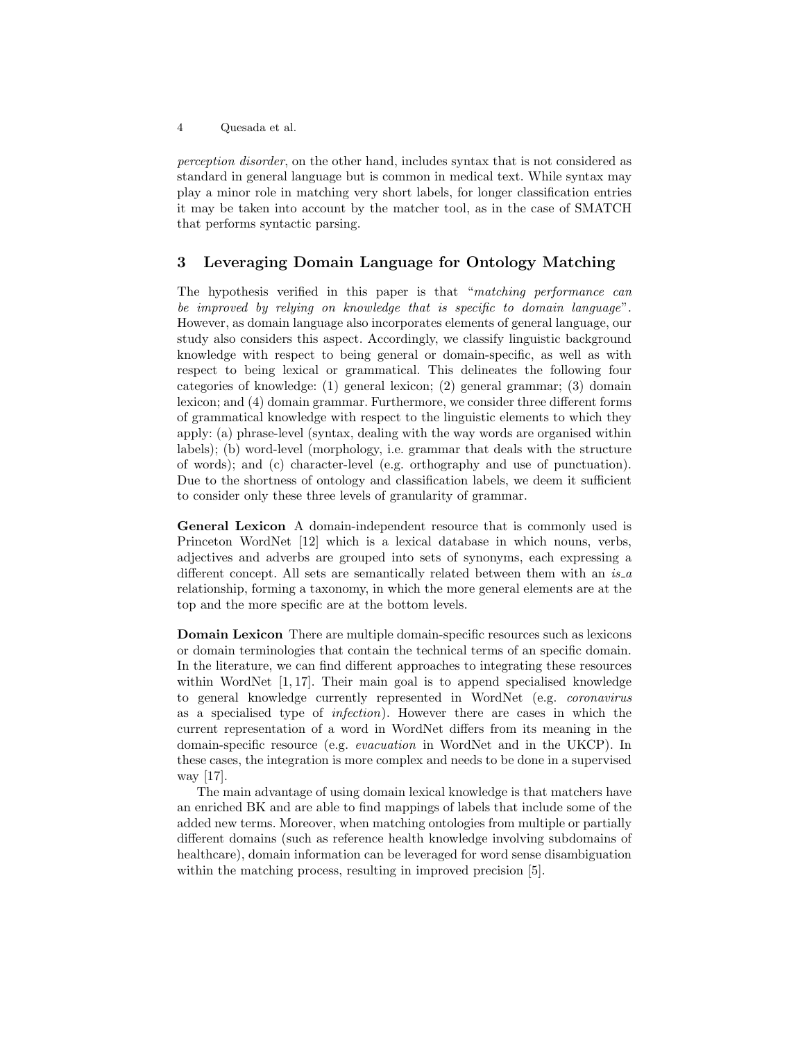*perception disorder*, on the other hand, includes syntax that is not considered as standard in general language but is common in medical text. While syntax may play a minor role in matching very short labels, for longer classification entries it may be taken into account by the matcher tool, as in the case of SMATCH that performs syntactic parsing.

## 3 Leveraging Domain Language for Ontology Matching

The hypothesis verified in this paper is that "*matching performance can be improved by relying on knowledge that is specific to domain language*". However, as domain language also incorporates elements of general language, our study also considers this aspect. Accordingly, we classify linguistic background knowledge with respect to being general or domain-specific, as well as with respect to being lexical or grammatical. This delineates the following four categories of knowledge: (1) general lexicon; (2) general grammar; (3) domain lexicon; and (4) domain grammar. Furthermore, we consider three different forms of grammatical knowledge with respect to the linguistic elements to which they apply: (a) phrase-level (syntax, dealing with the way words are organised within labels); (b) word-level (morphology, i.e. grammar that deals with the structure of words); and (c) character-level (e.g. orthography and use of punctuation). Due to the shortness of ontology and classification labels, we deem it sufficient to consider only these three levels of granularity of grammar.

**General Lexicon** A domain-independent resource that is commonly used is Princeton WordNet [12] which is a lexical database in which nouns, verbs, adjectives and adverbs are grouped into sets of synonyms, each expressing a different concept. All sets are semantically related between them with an *is_a* relationship, forming a taxonomy, in which the more general elements are at the top and the more specific are at the bottom levels.

**Domain Lexicon** There are multiple domain-specific resources such as lexicons or domain terminologies that contain the technical terms of an specific domain. In the literature, we can find different approaches to integrating these resources within WordNet [1, 17]. Their main goal is to append specialised knowledge to general knowledge currently represented in WordNet (e.g. *coronavirus* as a specialised type of *infection*). However there are cases in which the current representation of a word in WordNet differs from its meaning in the domain-specific resource (e.g. *evacuation* in WordNet and in the UKCP). In these cases, the integration is more complex and needs to be done in a supervised way [17].

The main advantage of using domain lexical knowledge is that matchers have an enriched BK and are able to find mappings of labels that include some of the added new terms. Moreover, when matching ontologies from multiple or partially different domains (such as reference health knowledge involving subdomains of healthcare), domain information can be leveraged for word sense disambiguation within the matching process, resulting in improved precision [5].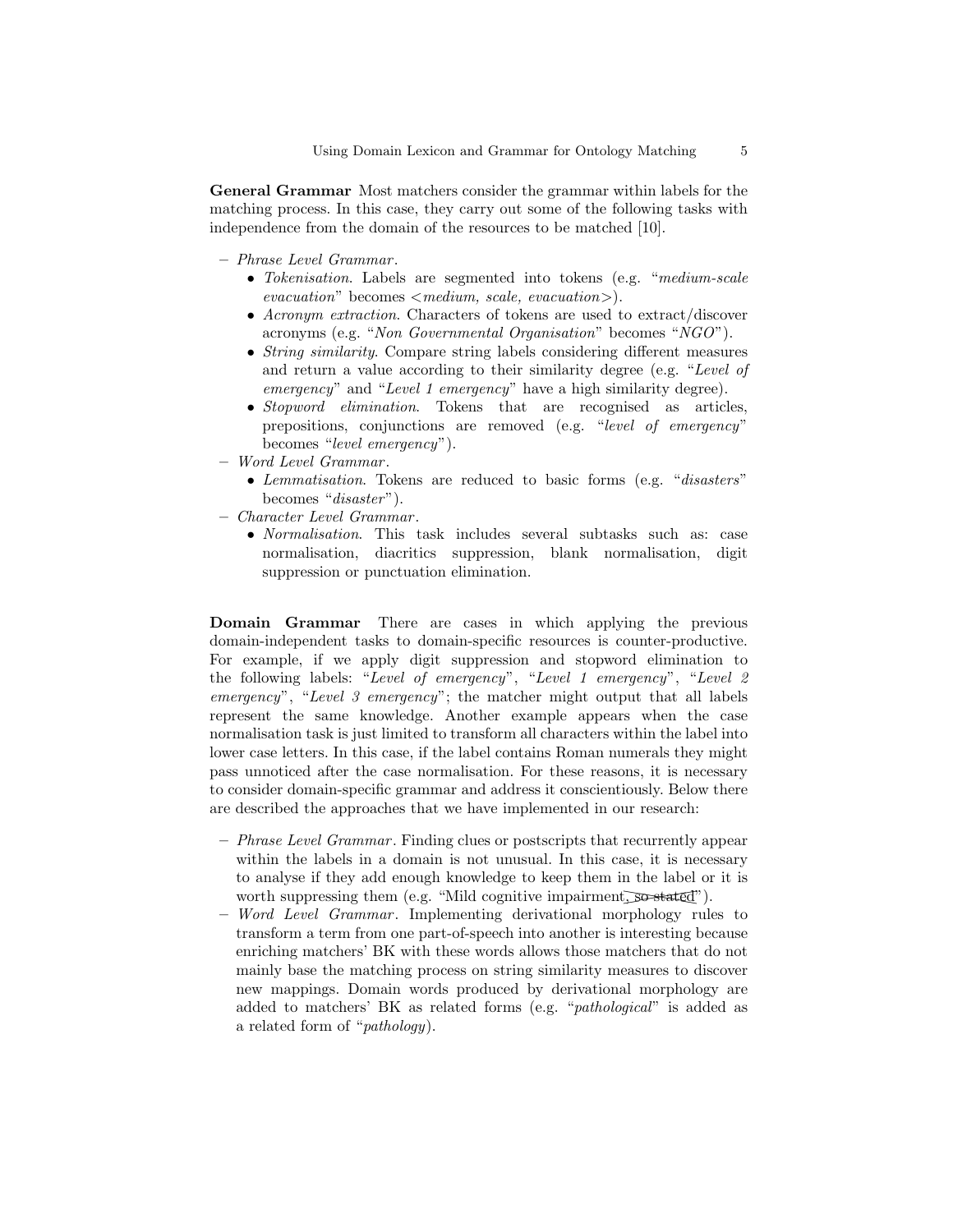**General Grammar** Most matchers consider the grammar within labels for the matching process. In this case, they carry out some of the following tasks with independence from the domain of the resources to be matched [10].

- *Phrase Level Grammar*.
  - *Tokenisation*. Labels are segmented into tokens (e.g. "*medium-scale evacuation*" becomes <*medium, scale, evacuation*>).
  - *Acronym extraction*. Characters of tokens are used to extract/discover acronyms (e.g. "*Non Governmental Organisation*" becomes "*NGO*").
  - *String similarity*. Compare string labels considering different measures and return a value according to their similarity degree (e.g. "*Level of emergency*" and "*Level 1 emergency*" have a high similarity degree).
  - *Stopword elimination*. Tokens that are recognised as articles, prepositions, conjunctions are removed (e.g. "*level of emergency*" becomes "*level emergency*").
- *Word Level Grammar*.
  - *Lemmatisation*. Tokens are reduced to basic forms (e.g. "*disasters*" becomes "*disaster*").
- *Character Level Grammar*.
  - *Normalisation*. This task includes several subtasks such as: case normalisation, diacritics suppression, blank normalisation, digit suppression or punctuation elimination.

**Domain Grammar** There are cases in which applying the previous domain-independent tasks to domain-specific resources is counter-productive. For example, if we apply digit suppression and stopword elimination to the following labels: "*Level of emergency*", "*Level 1 emergency*", "*Level 2 emergency*", "*Level 3 emergency*"; the matcher might output that all labels represent the same knowledge. Another example appears when the case normalisation task is just limited to transform all characters within the label into lower case letters. In this case, if the label contains Roman numerals they might pass unnoticed after the case normalisation. For these reasons, it is necessary to consider domain-specific grammar and address it conscientiously. Below there are described the approaches that we have implemented in our research:

- *Phrase Level Grammar*. Finding clues or postscripts that recurrently appear within the labels in a domain is not unusual. In this case, it is necessary to analyse if they add enough knowledge to keep them in the label or it is worth suppressing them (e.g. "Mild cognitive impairment~~, so stated~~").
- *Word Level Grammar*. Implementing derivational morphology rules to transform a term from one part-of-speech into another is interesting because enriching matchers' BK with these words allows those matchers that do not mainly base the matching process on string similarity measures to discover new mappings. Domain words produced by derivational morphology are added to matchers' BK as related forms (e.g. "*pathological*" is added as a related form of "*pathology*).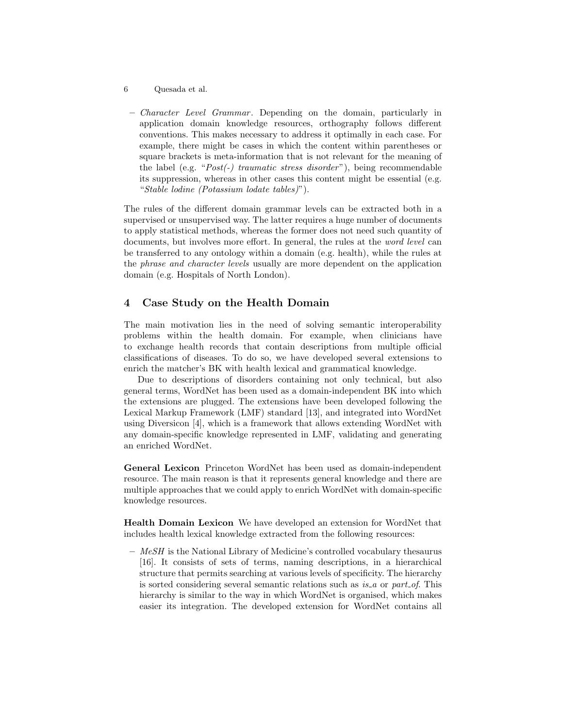– *Character Level Grammar*. Depending on the domain, particularly in application domain knowledge resources, orthography follows different conventions. This makes necessary to address it optimally in each case. For example, there might be cases in which the content within parentheses or square brackets is meta-information that is not relevant for the meaning of the label (e.g. "*Post(-) traumatic stress disorder*"), being recommendable its suppression, whereas in other cases this content might be essential (e.g. "*Stable lodine (Potassium lodate tables)*").

The rules of the different domain grammar levels can be extracted both in a supervised or unsupervised way. The latter requires a huge number of documents to apply statistical methods, whereas the former does not need such quantity of documents, but involves more effort. In general, the rules at the *word level* can be transferred to any ontology within a domain (e.g. health), while the rules at the *phrase and character levels* usually are more dependent on the application domain (e.g. Hospitals of North London).

## 4 Case Study on the Health Domain

The main motivation lies in the need of solving semantic interoperability problems within the health domain. For example, when clinicians have to exchange health records that contain descriptions from multiple official classifications of diseases. To do so, we have developed several extensions to enrich the matcher's BK with health lexical and grammatical knowledge.

Due to descriptions of disorders containing not only technical, but also general terms, WordNet has been used as a domain-independent BK into which the extensions are plugged. The extensions have been developed following the Lexical Markup Framework (LMF) standard [13], and integrated into WordNet using Diversicon [4], which is a framework that allows extending WordNet with any domain-specific knowledge represented in LMF, validating and generating an enriched WordNet.

**General Lexicon** Princeton WordNet has been used as domain-independent resource. The main reason is that it represents general knowledge and there are multiple approaches that we could apply to enrich WordNet with domain-specific knowledge resources.

**Health Domain Lexicon** We have developed an extension for WordNet that includes health lexical knowledge extracted from the following resources:

– *MeSH* is the National Library of Medicine's controlled vocabulary thesaurus [16]. It consists of sets of terms, naming descriptions, in a hierarchical structure that permits searching at various levels of specificity. The hierarchy is sorted considering several semantic relations such as *is_a* or *part_of*. This hierarchy is similar to the way in which WordNet is organised, which makes easier its integration. The developed extension for WordNet contains all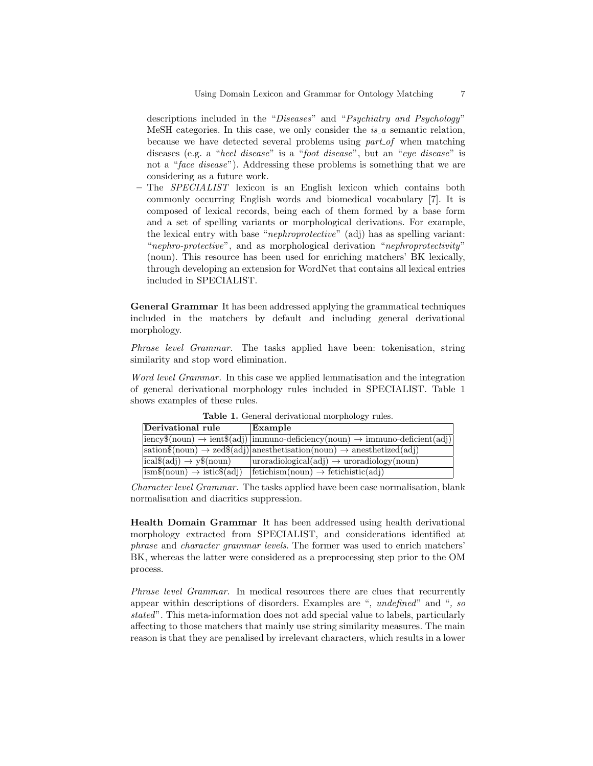descriptions included in the "*Diseases*" and "*Psychiatry and Psychology*" MeSH categories. In this case, we only consider the *is_a* semantic relation, because we have detected several problems using *part_of* when matching diseases (e.g. a "*heel disease*" is a "*foot disease*", but an "*eye disease*" is not a "*face disease*"). Addressing these problems is something that we are considering as a future work.

- The *SPECIALIST* lexicon is an English lexicon which contains both commonly occurring English words and biomedical vocabulary [7]. It is composed of lexical records, being each of them formed by a base form and a set of spelling variants or morphological derivations. For example, the lexical entry with base "*nephroprotective*" (adj) has as spelling variant: "*nephro-protective*", and as morphological derivation "*nephroprotectivity*" (noun). This resource has been used for enriching matchers' BK lexically, through developing an extension for WordNet that contains all lexical entries included in SPECIALIST.

**General Grammar** It has been addressed applying the grammatical techniques included in the matchers by default and including general derivational morphology.

*Phrase level Grammar.* The tasks applied have been: tokenisation, string similarity and stop word elimination.

*Word level Grammar.* In this case we applied lemmatisation and the integration of general derivational morphology rules included in SPECIALIST. Table 1 shows examples of these rules.

**Table 1.** General derivational morphology rules.

| Derivational rule | Example |
|---|---|
| iency$(noun) → ient$(adj) | immuno-deficiency(noun) → immuno-deficient(adj) |
| sation$(noun) → zed$(adj) | anesthetisation(noun) → anesthetized(adj) |
| ical$(adj) → y$(noun) | uroradiological(adj) → uroradiology(noun) |
| ism$(noun) → istic$(adj) | fetichism(noun) → fetichistic(adj) |

*Character level Grammar.* The tasks applied have been case normalisation, blank normalisation and diacritics suppression.

**Health Domain Grammar** It has been addressed using health derivational morphology extracted from SPECIALIST, and considerations identified at *phrase* and *character grammar levels*. The former was used to enrich matchers' BK, whereas the latter were considered as a preprocessing step prior to the OM process.

*Phrase level Grammar.* In medical resources there are clues that recurrently appear within descriptions of disorders. Examples are "*, undefined*" and "*, so stated*". This meta-information does not add special value to labels, particularly affecting to those matchers that mainly use string similarity measures. The main reason is that they are penalised by irrelevant characters, which results in a lower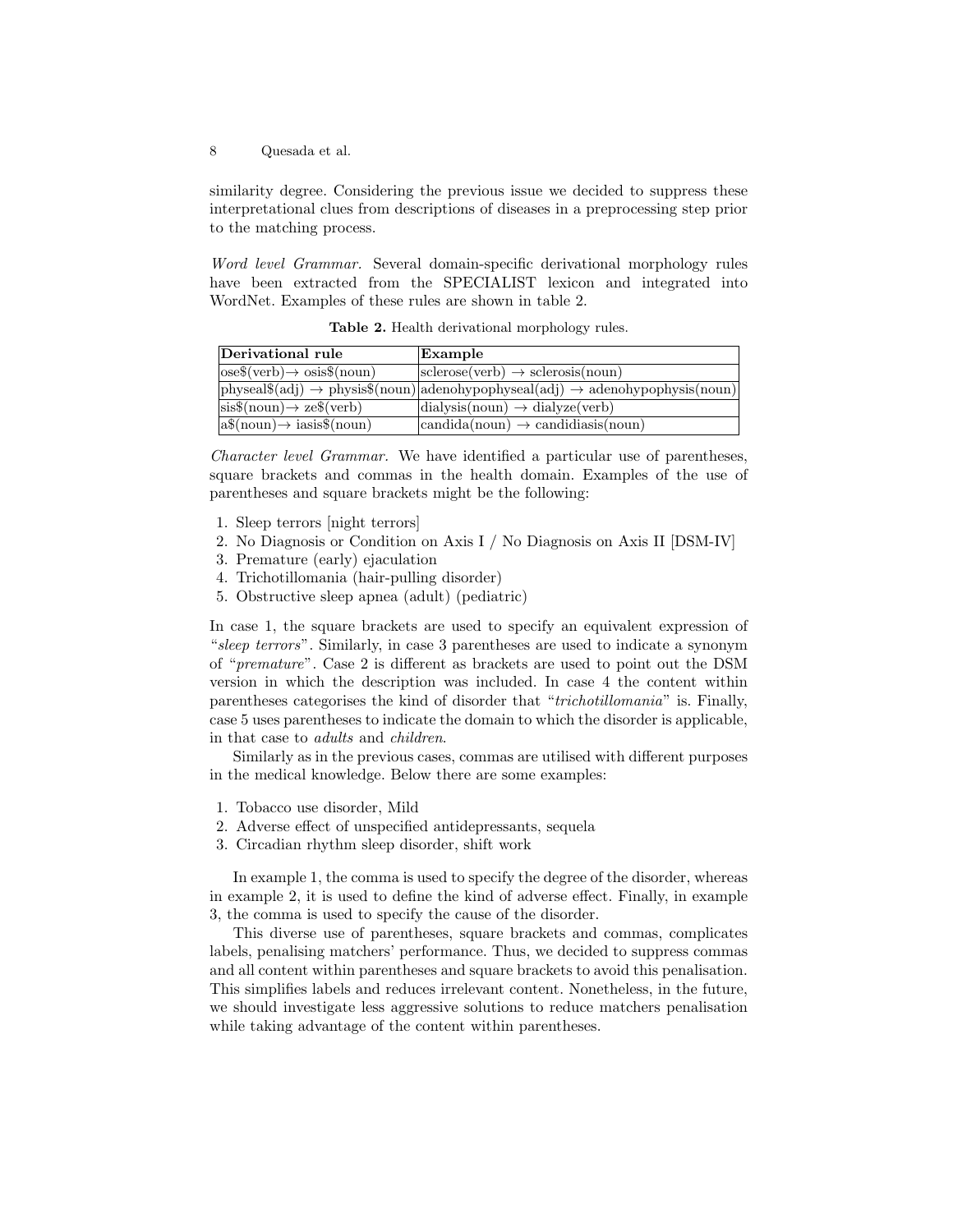similarity degree. Considering the previous issue we decided to suppress these interpretational clues from descriptions of diseases in a preprocessing step prior to the matching process.

*Word level Grammar.* Several domain-specific derivational morphology rules have been extracted from the SPECIALIST lexicon and integrated into WordNet. Examples of these rules are shown in table 2.

**Table 2.** Health derivational morphology rules.

| **Derivational rule** | **Example** |
|---|---|
| ose$(verb)→ osis$(noun) | sclerose(verb) → sclerosis(noun) |
| physeal$(adj) → physis$(noun) | adenohypophyseal(adj) → adenohypophysis(noun) |
| sis$(noun)→ ze$(verb) | dialysis(noun) → dialyze(verb) |
| a$(noun)→ iasis$(noun) | candida(noun) → candidiasis(noun) |

*Character level Grammar.* We have identified a particular use of parentheses, square brackets and commas in the health domain. Examples of the use of parentheses and square brackets might be the following:

1. Sleep terrors [night terrors]
2. No Diagnosis or Condition on Axis I / No Diagnosis on Axis II [DSM-IV]
3. Premature (early) ejaculation
4. Trichotillomania (hair-pulling disorder)
5. Obstructive sleep apnea (adult) (pediatric)

In case 1, the square brackets are used to specify an equivalent expression of "*sleep terrors*". Similarly, in case 3 parentheses are used to indicate a synonym of "*premature*". Case 2 is different as brackets are used to point out the DSM version in which the description was included. In case 4 the content within parentheses categorises the kind of disorder that "*trichotillomania*" is. Finally, case 5 uses parentheses to indicate the domain to which the disorder is applicable, in that case to *adults* and *children*.

Similarly as in the previous cases, commas are utilised with different purposes in the medical knowledge. Below there are some examples:

1. Tobacco use disorder, Mild
2. Adverse effect of unspecified antidepressants, sequela
3. Circadian rhythm sleep disorder, shift work

In example 1, the comma is used to specify the degree of the disorder, whereas in example 2, it is used to define the kind of adverse effect. Finally, in example 3, the comma is used to specify the cause of the disorder.

This diverse use of parentheses, square brackets and commas, complicates labels, penalising matchers' performance. Thus, we decided to suppress commas and all content within parentheses and square brackets to avoid this penalisation. This simplifies labels and reduces irrelevant content. Nonetheless, in the future, we should investigate less aggressive solutions to reduce matchers penalisation while taking advantage of the content within parentheses.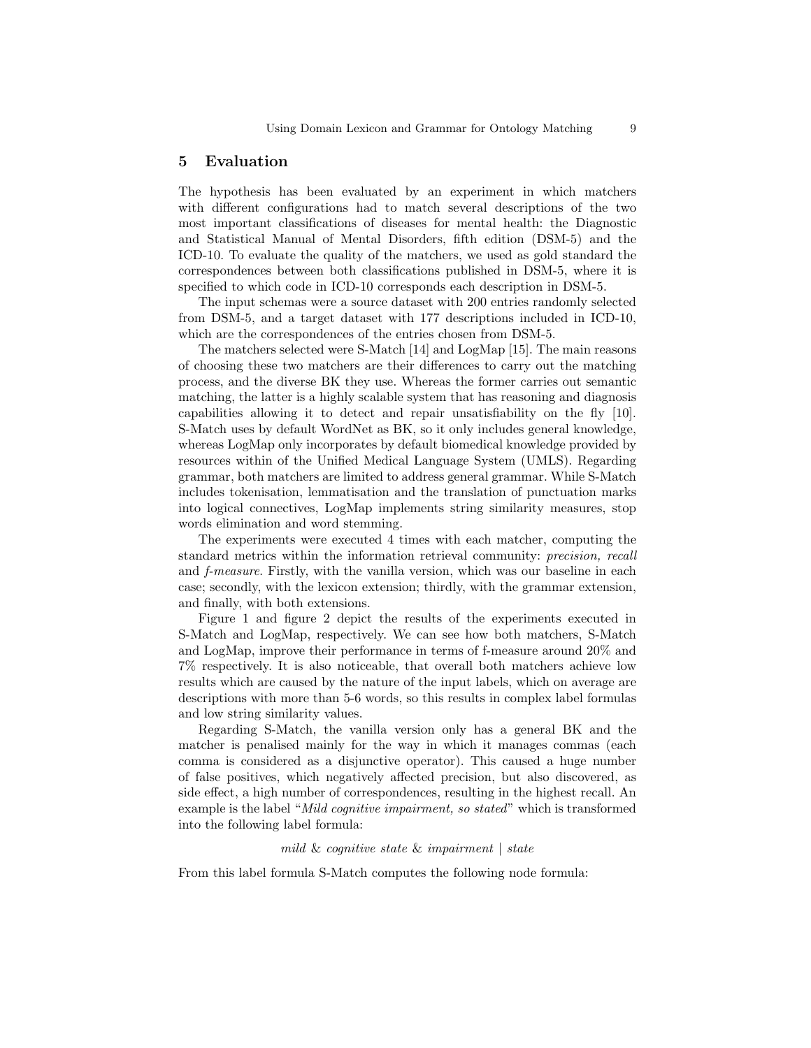## 5 Evaluation

The hypothesis has been evaluated by an experiment in which matchers with different configurations had to match several descriptions of the two most important classifications of diseases for mental health: the Diagnostic and Statistical Manual of Mental Disorders, fifth edition (DSM-5) and the ICD-10. To evaluate the quality of the matchers, we used as gold standard the correspondences between both classifications published in DSM-5, where it is specified to which code in ICD-10 corresponds each description in DSM-5.

The input schemas were a source dataset with 200 entries randomly selected from DSM-5, and a target dataset with 177 descriptions included in ICD-10, which are the correspondences of the entries chosen from DSM-5.

The matchers selected were S-Match [14] and LogMap [15]. The main reasons of choosing these two matchers are their differences to carry out the matching process, and the diverse BK they use. Whereas the former carries out semantic matching, the latter is a highly scalable system that has reasoning and diagnosis capabilities allowing it to detect and repair unsatisfiability on the fly [10]. S-Match uses by default WordNet as BK, so it only includes general knowledge, whereas LogMap only incorporates by default biomedical knowledge provided by resources within of the Unified Medical Language System (UMLS). Regarding grammar, both matchers are limited to address general grammar. While S-Match includes tokenisation, lemmatisation and the translation of punctuation marks into logical connectives, LogMap implements string similarity measures, stop words elimination and word stemming.

The experiments were executed 4 times with each matcher, computing the standard metrics within the information retrieval community: *precision, recall* and *f-measure.* Firstly, with the vanilla version, which was our baseline in each case; secondly, with the lexicon extension; thirdly, with the grammar extension, and finally, with both extensions.

Figure 1 and figure 2 depict the results of the experiments executed in S-Match and LogMap, respectively. We can see how both matchers, S-Match and LogMap, improve their performance in terms of f-measure around 20% and 7% respectively. It is also noticeable, that overall both matchers achieve low results which are caused by the nature of the input labels, which on average are descriptions with more than 5-6 words, so this results in complex label formulas and low string similarity values.

Regarding S-Match, the vanilla version only has a general BK and the matcher is penalised mainly for the way in which it manages commas (each comma is considered as a disjunctive operator). This caused a huge number of false positives, which negatively affected precision, but also discovered, as side effect, a high number of correspondences, resulting in the highest recall. An example is the label "*Mild cognitive impairment, so stated*" which is transformed into the following label formula:

*mild* & *cognitive state* & *impairment* | *state*

From this label formula S-Match computes the following node formula: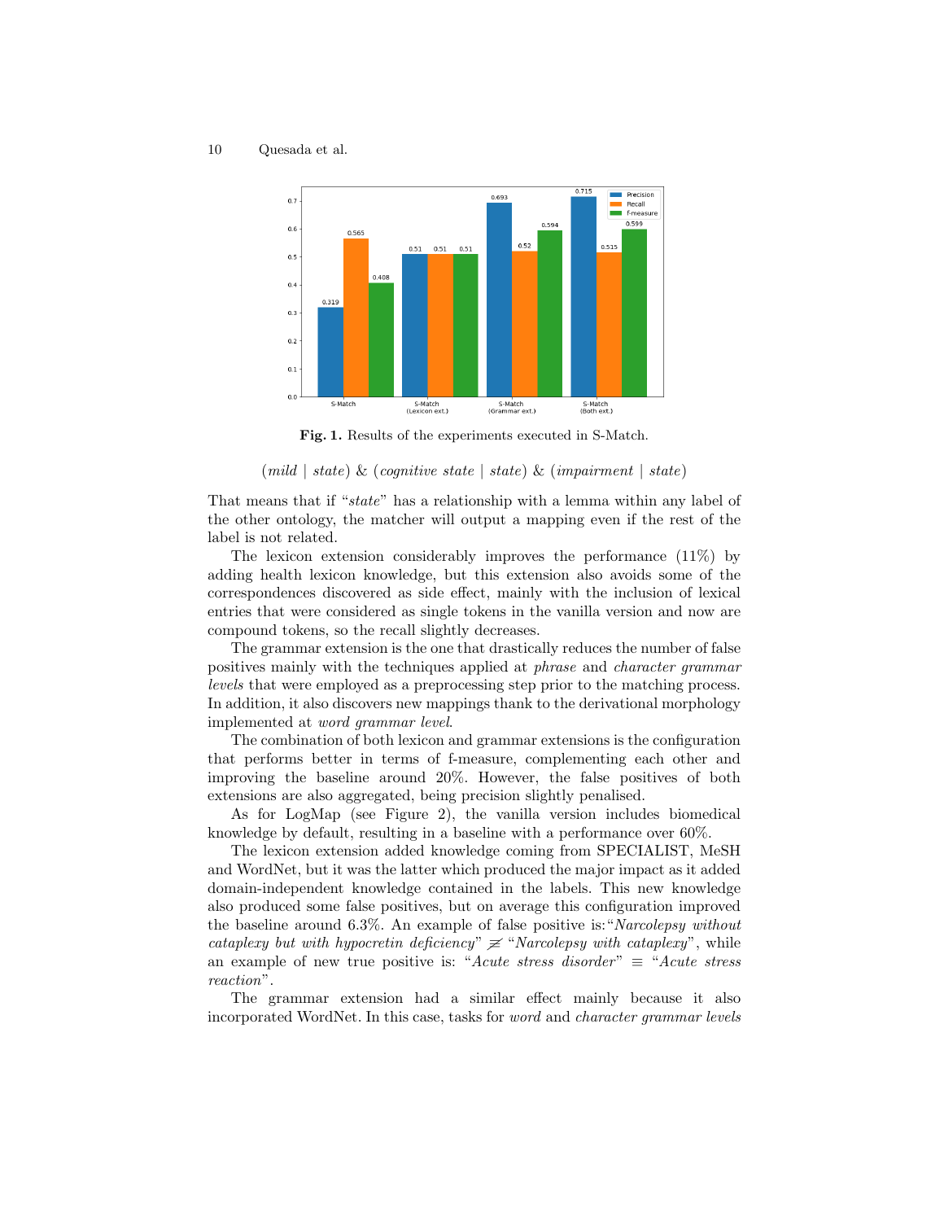**Fig. 1.** Results of the experiments executed in S-Match.

$$(mild \mid state) \,\&\, (cognitive\ state \mid state) \,\&\, (impairment \mid state)$$

That means that if "*state*" has a relationship with a lemma within any label of the other ontology, the matcher will output a mapping even if the rest of the label is not related.

The lexicon extension considerably improves the performance (11%) by adding health lexicon knowledge, but this extension also avoids some of the correspondences discovered as side effect, mainly with the inclusion of lexical entries that were considered as single tokens in the vanilla version and now are compound tokens, so the recall slightly decreases.

The grammar extension is the one that drastically reduces the number of false positives mainly with the techniques applied at *phrase* and *character grammar levels* that were employed as a preprocessing step prior to the matching process. In addition, it also discovers new mappings thank to the derivational morphology implemented at *word grammar level*.

The combination of both lexicon and grammar extensions is the configuration that performs better in terms of f-measure, complementing each other and improving the baseline around 20%. However, the false positives of both extensions are also aggregated, being precision slightly penalised.

As for LogMap (see Figure 2), the vanilla version includes biomedical knowledge by default, resulting in a baseline with a performance over 60%.

The lexicon extension added knowledge coming from SPECIALIST, MeSH and WordNet, but it was the latter which produced the major impact as it added domain-independent knowledge contained in the labels. This new knowledge also produced some false positives, but on average this configuration improved the baseline around 6.3%. An example of false positive is: "*Narcolepsy without cataplexy but with hypocretin deficiency*" $\not\equiv$ "*Narcolepsy with cataplexy*", while an example of new true positive is: "*Acute stress disorder*" $\equiv$ "*Acute stress reaction*".

The grammar extension had a similar effect mainly because it also incorporated WordNet. In this case, tasks for *word* and *character grammar levels*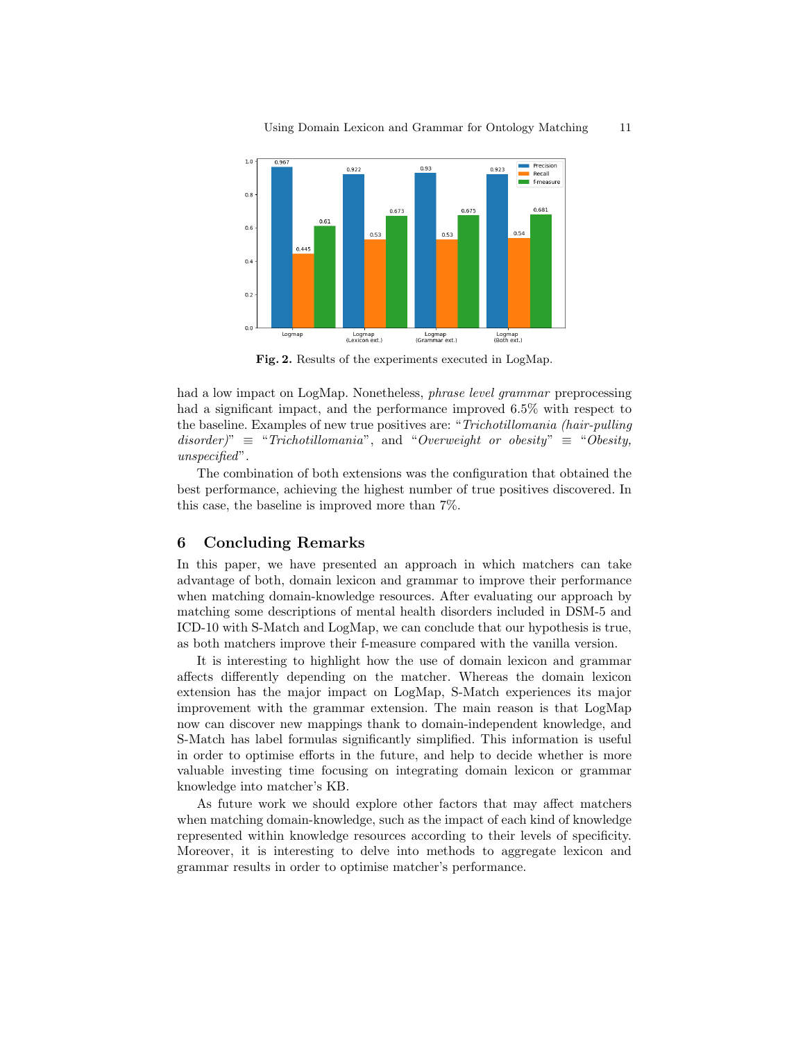Fig. 2. Results of the experiments executed in LogMap.

had a low impact on LogMap. Nonetheless, *phrase level grammar* preprocessing had a significant impact, and the performance improved 6.5% with respect to the baseline. Examples of new true positives are: "*Trichotillomania (hair-pulling disorder)*" ≡ "*Trichotillomania*", and "*Overweight or obesity*" ≡ "*Obesity, unspecified*".

The combination of both extensions was the configuration that obtained the best performance, achieving the highest number of true positives discovered. In this case, the baseline is improved more than 7%.

## 6 Concluding Remarks

In this paper, we have presented an approach in which matchers can take advantage of both, domain lexicon and grammar to improve their performance when matching domain-knowledge resources. After evaluating our approach by matching some descriptions of mental health disorders included in DSM-5 and ICD-10 with S-Match and LogMap, we can conclude that our hypothesis is true, as both matchers improve their f-measure compared with the vanilla version.

It is interesting to highlight how the use of domain lexicon and grammar affects differently depending on the matcher. Whereas the domain lexicon extension has the major impact on LogMap, S-Match experiences its major improvement with the grammar extension. The main reason is that LogMap now can discover new mappings thank to domain-independent knowledge, and S-Match has label formulas significantly simplified. This information is useful in order to optimise efforts in the future, and help to decide whether is more valuable investing time focusing on integrating domain lexicon or grammar knowledge into matcher's KB.

As future work we should explore other factors that may affect matchers when matching domain-knowledge, such as the impact of each kind of knowledge represented within knowledge resources according to their levels of specificity. Moreover, it is interesting to delve into methods to aggregate lexicon and grammar results in order to optimise matcher's performance.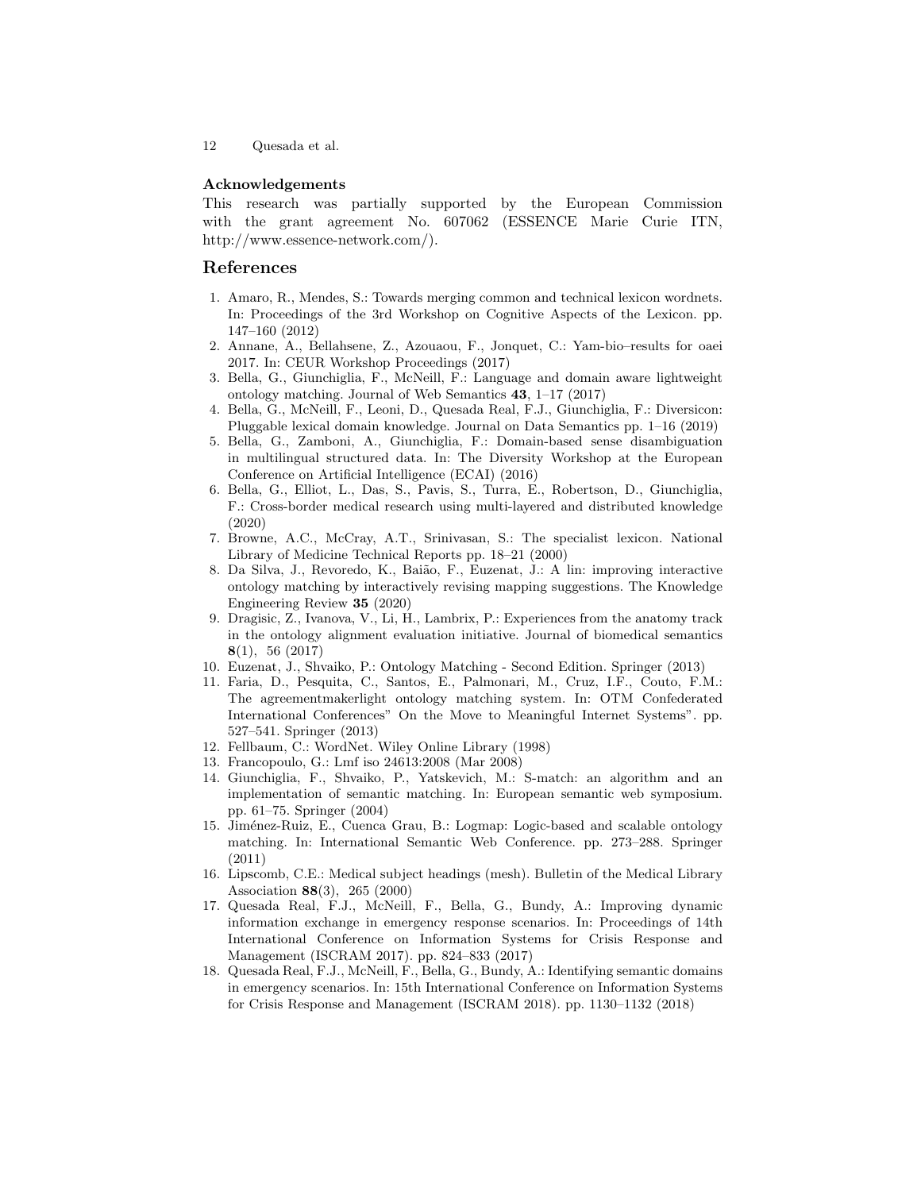**Acknowledgements**

This research was partially supported by the European Commission with the grant agreement No. 607062 (ESSENCE Marie Curie ITN, http://www.essence-network.com/).

## References

1. Amaro, R., Mendes, S.: Towards merging common and technical lexicon wordnets. In: Proceedings of the 3rd Workshop on Cognitive Aspects of the Lexicon. pp. 147–160 (2012)
2. Annane, A., Bellahsene, Z., Azouaou, F., Jonquet, C.: Yam-bio–results for oaei 2017. In: CEUR Workshop Proceedings (2017)
3. Bella, G., Giunchiglia, F., McNeill, F.: Language and domain aware lightweight ontology matching. Journal of Web Semantics **43**, 1–17 (2017)
4. Bella, G., McNeill, F., Leoni, D., Quesada Real, F.J., Giunchiglia, F.: Diversicon: Pluggable lexical domain knowledge. Journal on Data Semantics pp. 1–16 (2019)
5. Bella, G., Zamboni, A., Giunchiglia, F.: Domain-based sense disambiguation in multilingual structured data. In: The Diversity Workshop at the European Conference on Artificial Intelligence (ECAI) (2016)
6. Bella, G., Elliot, L., Das, S., Pavis, S., Turra, E., Robertson, D., Giunchiglia, F.: Cross-border medical research using multi-layered and distributed knowledge (2020)
7. Browne, A.C., McCray, A.T., Srinivasan, S.: The specialist lexicon. National Library of Medicine Technical Reports pp. 18–21 (2000)
8. Da Silva, J., Revoredo, K., Baião, F., Euzenat, J.: A lin: improving interactive ontology matching by interactively revising mapping suggestions. The Knowledge Engineering Review **35** (2020)
9. Dragisic, Z., Ivanova, V., Li, H., Lambrix, P.: Experiences from the anatomy track in the ontology alignment evaluation initiative. Journal of biomedical semantics **8**(1), 56 (2017)
10. Euzenat, J., Shvaiko, P.: Ontology Matching - Second Edition. Springer (2013)
11. Faria, D., Pesquita, C., Santos, E., Palmonari, M., Cruz, I.F., Couto, F.M.: The agreementmakerlight ontology matching system. In: OTM Confederated International Conferences" On the Move to Meaningful Internet Systems". pp. 527–541. Springer (2013)
12. Fellbaum, C.: WordNet. Wiley Online Library (1998)
13. Francopoulo, G.: Lmf iso 24613:2008 (Mar 2008)
14. Giunchiglia, F., Shvaiko, P., Yatskevich, M.: S-match: an algorithm and an implementation of semantic matching. In: European semantic web symposium. pp. 61–75. Springer (2004)
15. Jiménez-Ruiz, E., Cuenca Grau, B.: Logmap: Logic-based and scalable ontology matching. In: International Semantic Web Conference. pp. 273–288. Springer (2011)
16. Lipscomb, C.E.: Medical subject headings (mesh). Bulletin of the Medical Library Association **88**(3), 265 (2000)
17. Quesada Real, F.J., McNeill, F., Bella, G., Bundy, A.: Improving dynamic information exchange in emergency response scenarios. In: Proceedings of 14th International Conference on Information Systems for Crisis Response and Management (ISCRAM 2017). pp. 824–833 (2017)
18. Quesada Real, F.J., McNeill, F., Bella, G., Bundy, A.: Identifying semantic domains in emergency scenarios. In: 15th International Conference on Information Systems for Crisis Response and Management (ISCRAM 2018). pp. 1130–1132 (2018)